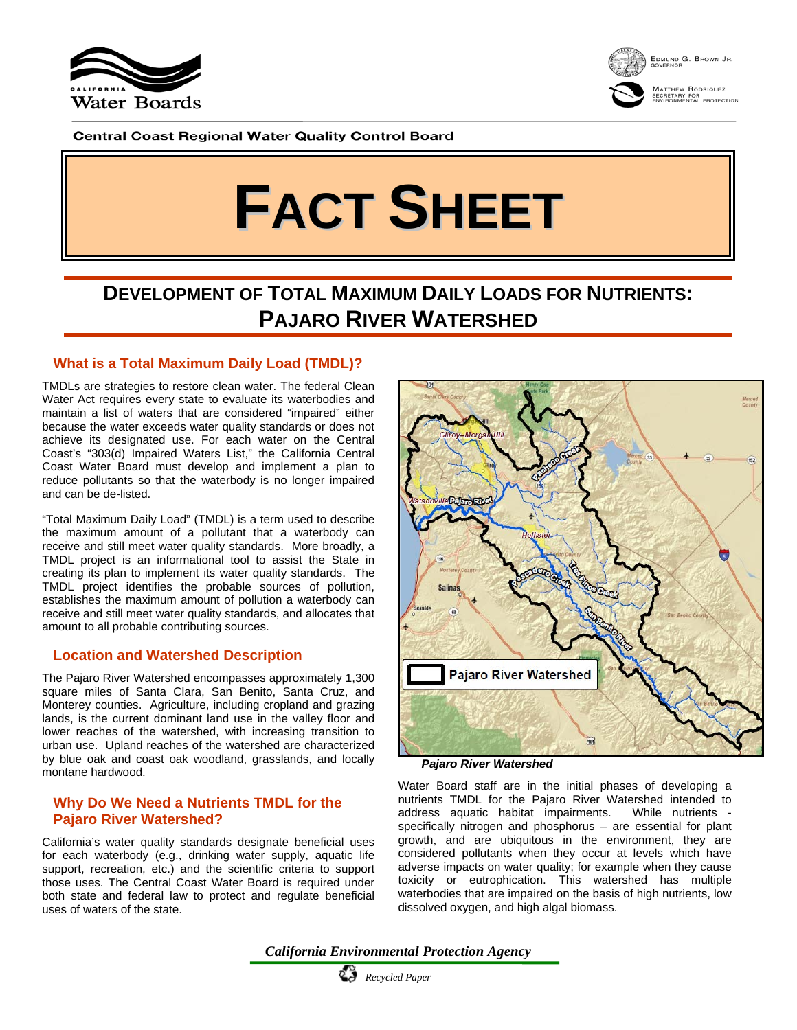Central Coast Regional Water Quality Control Board

# FACT SHEET

## DEVELOPMENT OF TOTAL MAXIMUM DAILY LOADS FOR NUTRIENTS: PAJARO RIVER WATERSHED

### What is a Total Maximum Daily Load (TMDL)?

TMDLs are strategies to restore clean water. The federal Clean Water Act requires every state to evaluate its waterbodies and maintain a list of waters that are considered "impaired" either because the water exceeds water quality standards or does not achieve its designated use. For each water on the Central Coast's "303(d) Impaired Waters List," the California Central Coast Water Board must develop and implement a plan to reduce pollutants so that the waterbody is no longer impaired and can be de-listed.

"Total Maximum Daily Load" (TMDL) is a term used to describe the maximum amount of a pollutant that a waterbody can receive and still meet water quality standards. More broadly, a TMDL project is an informational tool to assist the State in creating its plan to implement its water quality standards. The TMDL project identifies the probable sources of pollution, establishes the maximum amount of pollution a waterbody can receive and still meet water quality standards, and allocates that amount to all probable contributing sources.

### Location and Watershed Description

The Pajaro River Watershed encompasses approximately 1,300 square miles of Santa Clara, San Benito, Santa Cruz, and Monterey counties. Agriculture, including cropland and grazing lands, is the current dominant land use in the valley floor and lower reaches of the watershed, with increasing transition to urban use. Upland reaches of the watershed are characterized by blue oak and coast oak woodland, grasslands, and locally montane hardwood.

### Why Do We Need a Nutrients TMDL for the Pajaro River Watershed?

California's water quality standards designate beneficial uses for each waterbody (e.g., drinking water supply, aquatic life support, recreation, etc.) and the scientific criteria to support those uses. The Central Coast Water Board is required under both state and federal law to protect and regulate beneficial uses of waters of the state.

*Pajaro River Watershed*

Water Board staff are in the initial phases of developing a nutrients TMDL for the Pajaro River Watershed intended to address aquatic habitat impairments. While nutrients - specifically nitrogen and phosphorus – are essential for plant growth, and are ubiquitous in the environment, they are considered pollutants when they occur at levels which have adverse impacts on water quality; for example when they cause toxicity or eutrophication. This watershed has multiple waterbodies that are impaired on the basis of high nutrients, low dissolved oxygen, and high algal biomass.

*California Environmental Protection Agency*

*Recycled Paper*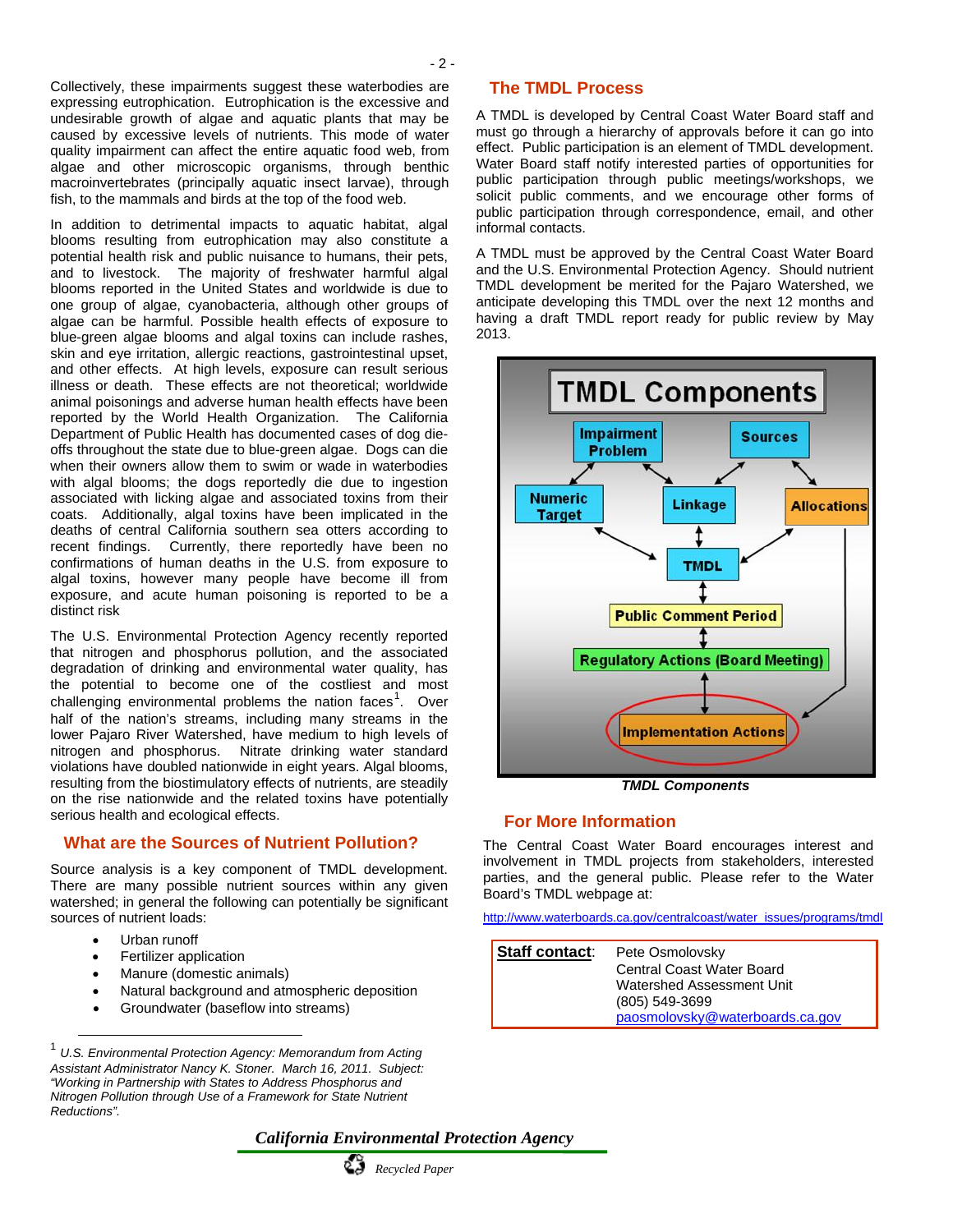Collectively, these impairments suggest these waterbodies are expressing eutrophication. Eutrophication is the excessive and undesirable growth of algae and aquatic plants that may be caused by excessive levels of nutrients. This mode of water quality impairment can affect the entire aquatic food web, from algae and other microscopic organisms, through benthic macroinvertebrates (principally aquatic insect larvae), through fish, to the mammals and birds at the top of the food web.

In addition to detrimental impacts to aquatic habitat, algal blooms resulting from eutrophication may also constitute a potential health risk and public nuisance to humans, their pets, and to livestock. The majority of freshwater harmful algal blooms reported in the United States and worldwide is due to one group of algae, cyanobacteria, although other groups of algae can be harmful. Possible health effects of exposure to blue-green algae blooms and algal toxins can include rashes, skin and eye irritation, allergic reactions, gastrointestinal upset, and other effects. At high levels, exposure can result serious illness or death. These effects are not theoretical; worldwide animal poisonings and adverse human health effects have been reported by the World Health Organization. The California Department of Public Health has documented cases of dog die-offs throughout the state due to blue-green algae. Dogs can die when their owners allow them to swim or wade in waterbodies with algal blooms; the dogs reportedly die due to ingestion associated with licking algae and associated toxins from their coats. Additionally, algal toxins have been implicated in the deaths of central California southern sea otters according to recent findings. Currently, there reportedly have been no confirmations of human deaths in the U.S. from exposure to algal toxins, however many people have become ill from exposure, and acute human poisoning is reported to be a distinct risk

The U.S. Environmental Protection Agency recently reported that nitrogen and phosphorus pollution, and the associated degradation of drinking and environmental water quality, has the potential to become one of the costliest and most challenging environmental problems the nation faces[1]. Over half of the nation's streams, including many streams in the lower Pajaro River Watershed, have medium to high levels of nitrogen and phosphorus. Nitrate drinking water standard violations have doubled nationwide in eight years. Algal blooms, resulting from the biostimulatory effects of nutrients, are steadily on the rise nationwide and the related toxins have potentially serious health and ecological effects.

## What are the Sources of Nutrient Pollution?

Source analysis is a key component of TMDL development. There are many possible nutrient sources within any given watershed; in general the following can potentially be significant sources of nutrient loads:

- Urban runoff
- Fertilizer application
- Manure (domestic animals)
- Natural background and atmospheric deposition
- Groundwater (baseflow into streams)

[1] *U.S. Environmental Protection Agency: Memorandum from Acting Assistant Administrator Nancy K. Stoner. March 16, 2011. Subject: "Working in Partnership with States to Address Phosphorus and Nitrogen Pollution through Use of a Framework for State Nutrient Reductions".*

## The TMDL Process

A TMDL is developed by Central Coast Water Board staff and must go through a hierarchy of approvals before it can go into effect. Public participation is an element of TMDL development. Water Board staff notify interested parties of opportunities for public participation through public meetings/workshops, we solicit public comments, and we encourage other forms of public participation through correspondence, email, and other informal contacts.

A TMDL must be approved by the Central Coast Water Board and the U.S. Environmental Protection Agency. Should nutrient TMDL development be merited for the Pajaro Watershed, we anticipate developing this TMDL over the next 12 months and having a draft TMDL report ready for public review by May 2013.

TMDL Components

Impairment Problem

Sources

Numeric Target

Linkage

Allocations

TMDL

Public Comment Period

Regulatory Actions (Board Meeting)

Implementation Actions

***TMDL Components***

## For More Information

The Central Coast Water Board encourages interest and involvement in TMDL projects from stakeholders, interested parties, and the general public. Please refer to the Water Board's TMDL webpage at:

http://www.waterboards.ca.gov/centralcoast/water_issues/programs/tmdl

| | |
|---|---|
| **Staff contact**: | Pete Osmolovsky<br>Central Coast Water Board<br>Watershed Assessment Unit<br>(805) 549-3699<br>paosmolovsky@waterboards.ca.gov |

***California Environmental Protection Agency***

*Recycled Paper*